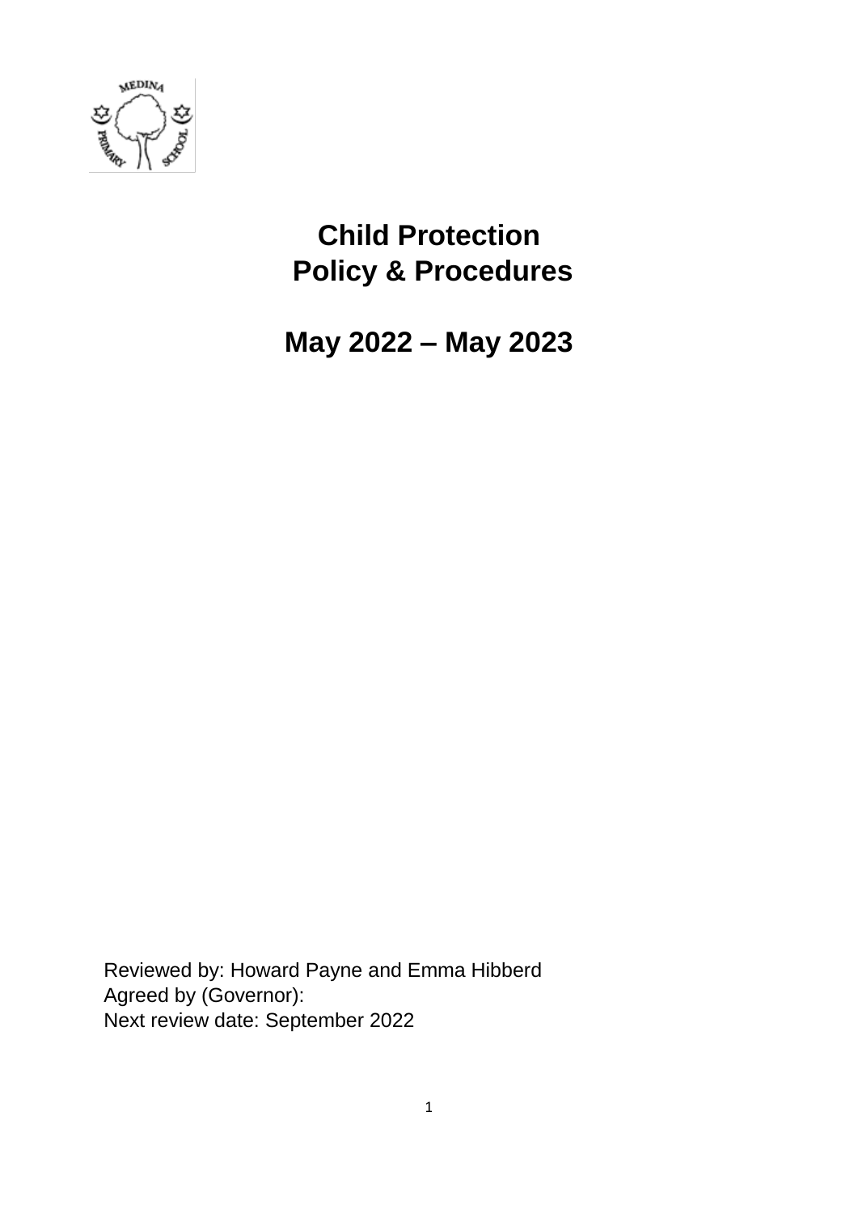# Child Protection Policy & Procedures

## May 2022 – May 2023

Reviewed by: Howard Payne and Emma Hibberd
Agreed by (Governor):
Next review date: September 2022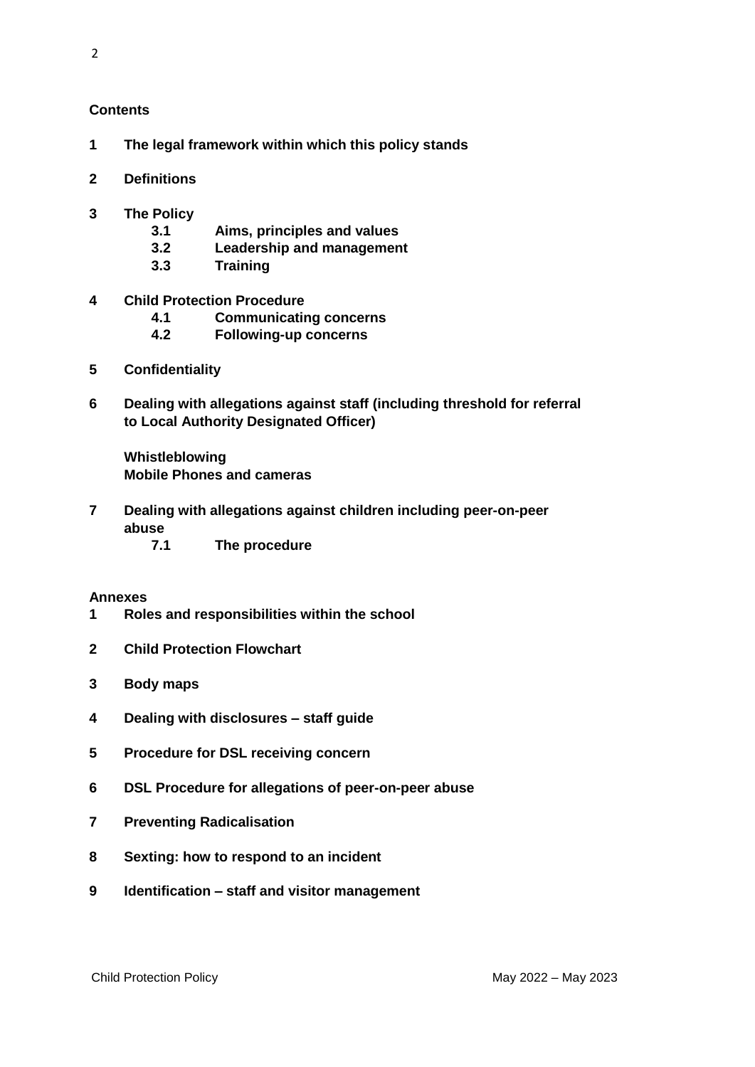**Contents**

**1 The legal framework within which this policy stands**

**2 Definitions**

**3 The Policy**
- **3.1 Aims, principles and values**
- **3.2 Leadership and management**
- **3.3 Training**

**4 Child Protection Procedure**
- **4.1 Communicating concerns**
- **4.2 Following-up concerns**

**5 Confidentiality**

**6 Dealing with allegations against staff (including threshold for referral to Local Authority Designated Officer)**

**Whistleblowing**
**Mobile Phones and cameras**

**7 Dealing with allegations against children including peer-on-peer abuse**
- **7.1 The procedure**

**Annexes**

**1 Roles and responsibilities within the school**

**2 Child Protection Flowchart**

**3 Body maps**

**4 Dealing with disclosures – staff guide**

**5 Procedure for DSL receiving concern**

**6 DSL Procedure for allegations of peer-on-peer abuse**

**7 Preventing Radicalisation**

**8 Sexting: how to respond to an incident**

**9 Identification – staff and visitor management**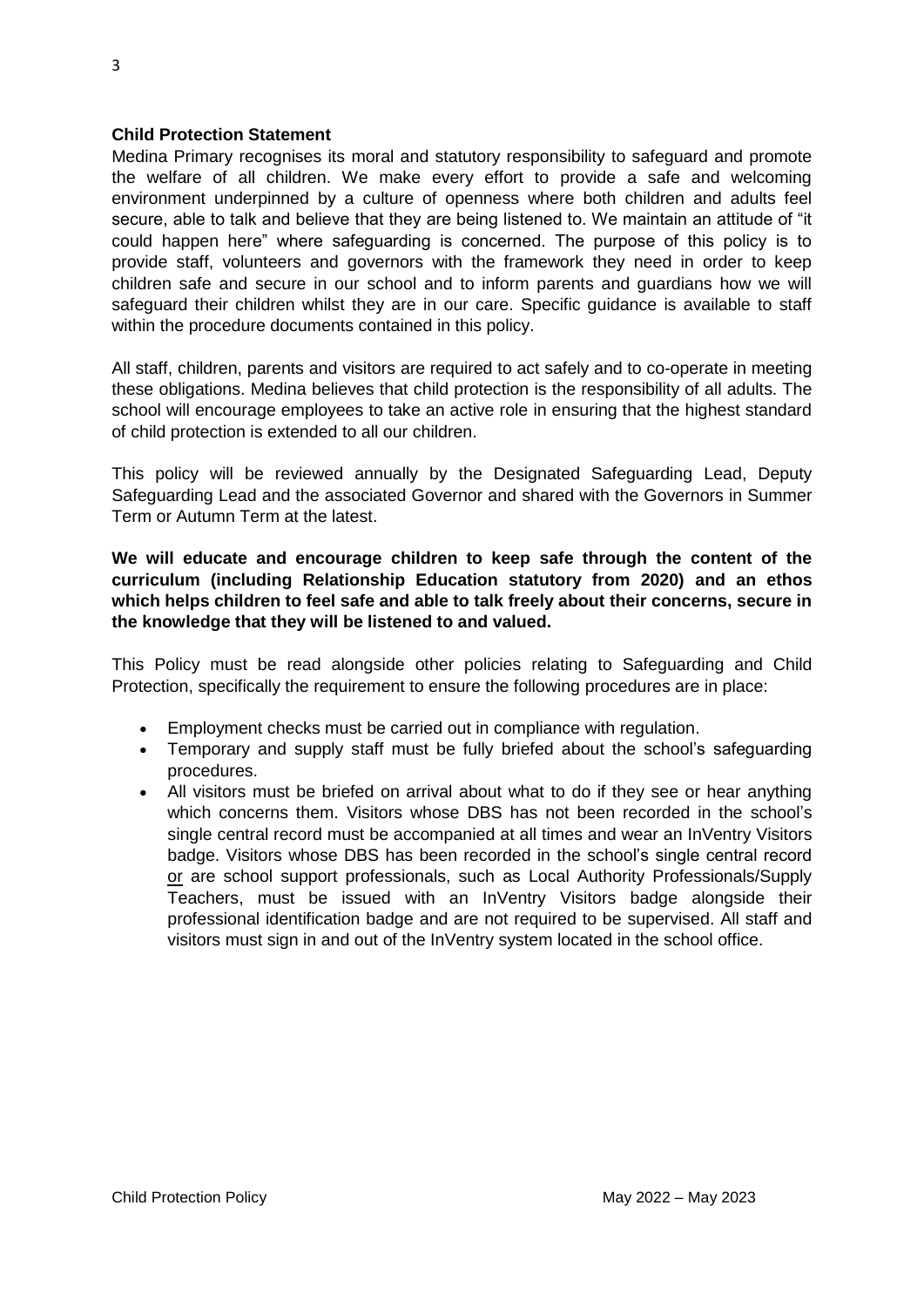**Child Protection Statement**

Medina Primary recognises its moral and statutory responsibility to safeguard and promote the welfare of all children. We make every effort to provide a safe and welcoming environment underpinned by a culture of openness where both children and adults feel secure, able to talk and believe that they are being listened to. We maintain an attitude of "it could happen here" where safeguarding is concerned. The purpose of this policy is to provide staff, volunteers and governors with the framework they need in order to keep children safe and secure in our school and to inform parents and guardians how we will safeguard their children whilst they are in our care. Specific guidance is available to staff within the procedure documents contained in this policy.

All staff, children, parents and visitors are required to act safely and to co-operate in meeting these obligations. Medina believes that child protection is the responsibility of all adults. The school will encourage employees to take an active role in ensuring that the highest standard of child protection is extended to all our children.

This policy will be reviewed annually by the Designated Safeguarding Lead, Deputy Safeguarding Lead and the associated Governor and shared with the Governors in Summer Term or Autumn Term at the latest.

**We will educate and encourage children to keep safe through the content of the curriculum (including Relationship Education statutory from 2020) and an ethos which helps children to feel safe and able to talk freely about their concerns, secure in the knowledge that they will be listened to and valued.**

This Policy must be read alongside other policies relating to Safeguarding and Child Protection, specifically the requirement to ensure the following procedures are in place:

- Employment checks must be carried out in compliance with regulation.
- Temporary and supply staff must be fully briefed about the school's safeguarding procedures.
- All visitors must be briefed on arrival about what to do if they see or hear anything which concerns them. Visitors whose DBS has not been recorded in the school's single central record must be accompanied at all times and wear an InVentry Visitors badge. Visitors whose DBS has been recorded in the school's single central record <u>or</u> are school support professionals, such as Local Authority Professionals/Supply Teachers, must be issued with an InVentry Visitors badge alongside their professional identification badge and are not required to be supervised. All staff and visitors must sign in and out of the InVentry system located in the school office.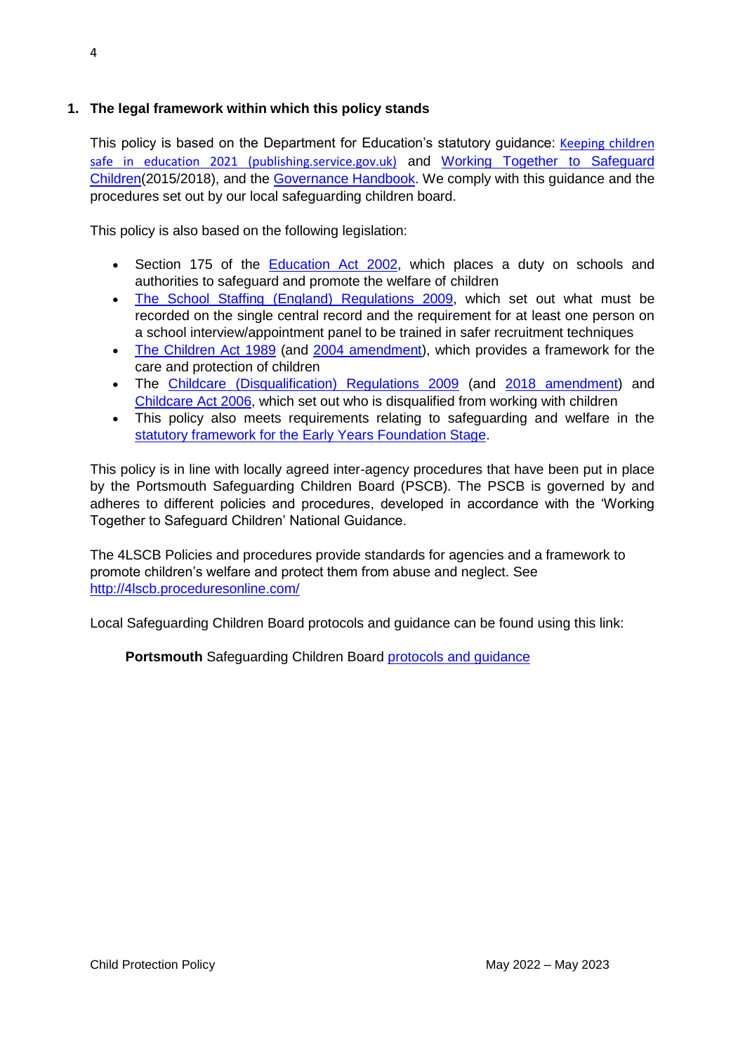## 1. The legal framework within which this policy stands

This policy is based on the Department for Education's statutory guidance: Keeping children safe in education 2021 (publishing.service.gov.uk) and Working Together to Safeguard Children(2015/2018), and the Governance Handbook. We comply with this guidance and the procedures set out by our local safeguarding children board.

This policy is also based on the following legislation:

- Section 175 of the Education Act 2002, which places a duty on schools and authorities to safeguard and promote the welfare of children
- The School Staffing (England) Regulations 2009, which set out what must be recorded on the single central record and the requirement for at least one person on a school interview/appointment panel to be trained in safer recruitment techniques
- The Children Act 1989 (and 2004 amendment), which provides a framework for the care and protection of children
- The Childcare (Disqualification) Regulations 2009 (and 2018 amendment) and Childcare Act 2006, which set out who is disqualified from working with children
- This policy also meets requirements relating to safeguarding and welfare in the statutory framework for the Early Years Foundation Stage.

This policy is in line with locally agreed inter-agency procedures that have been put in place by the Portsmouth Safeguarding Children Board (PSCB). The PSCB is governed by and adheres to different policies and procedures, developed in accordance with the 'Working Together to Safeguard Children' National Guidance.

The 4LSCB Policies and procedures provide standards for agencies and a framework to promote children's welfare and protect them from abuse and neglect. See http://4lscb.proceduresonline.com/

Local Safeguarding Children Board protocols and guidance can be found using this link:

**Portsmouth** Safeguarding Children Board protocols and guidance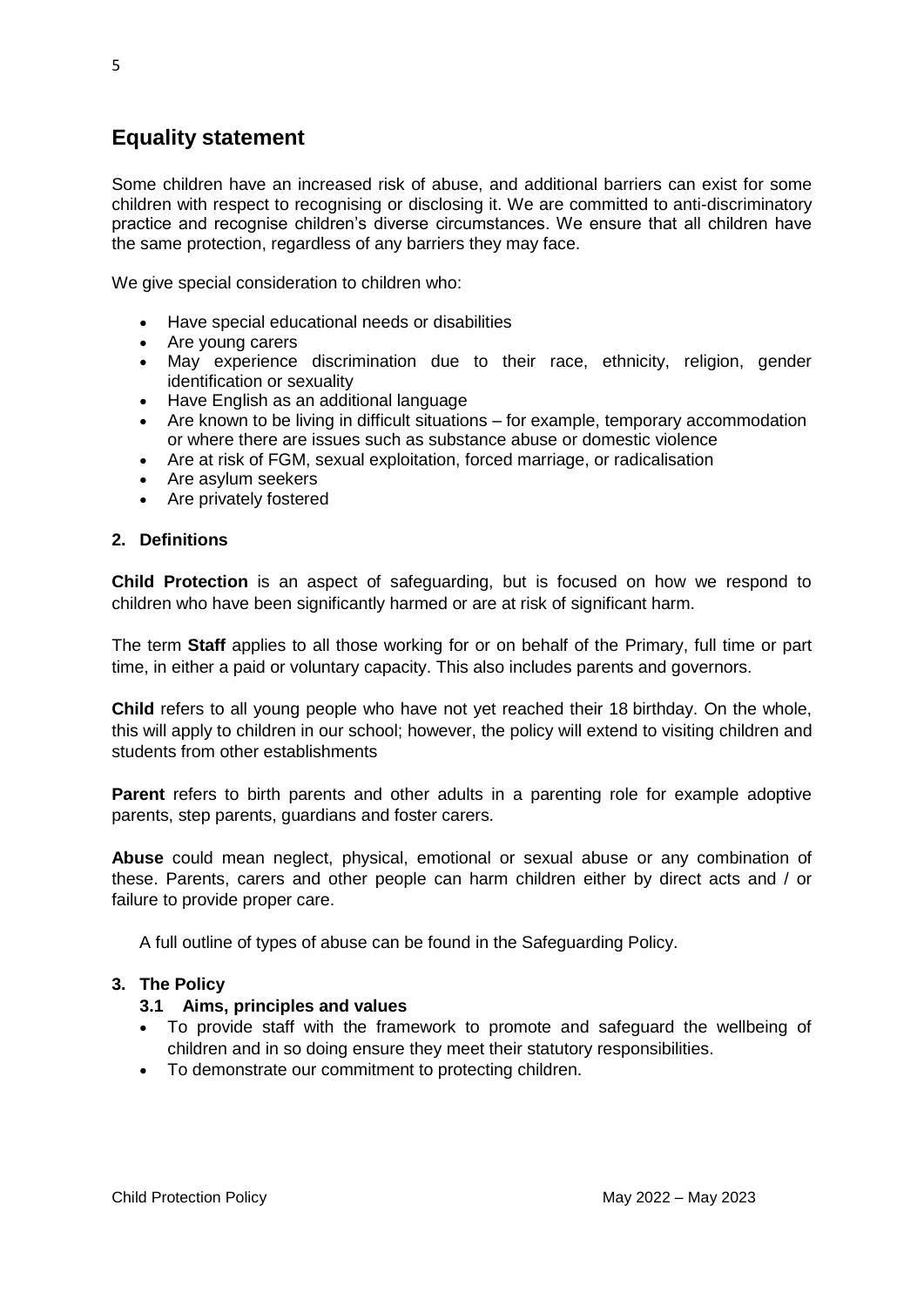## Equality statement

Some children have an increased risk of abuse, and additional barriers can exist for some children with respect to recognising or disclosing it. We are committed to anti-discriminatory practice and recognise children's diverse circumstances. We ensure that all children have the same protection, regardless of any barriers they may face.

We give special consideration to children who:

- Have special educational needs or disabilities
- Are young carers
- May experience discrimination due to their race, ethnicity, religion, gender identification or sexuality
- Have English as an additional language
- Are known to be living in difficult situations – for example, temporary accommodation or where there are issues such as substance abuse or domestic violence
- Are at risk of FGM, sexual exploitation, forced marriage, or radicalisation
- Are asylum seekers
- Are privately fostered

### 2. Definitions

**Child Protection** is an aspect of safeguarding, but is focused on how we respond to children who have been significantly harmed or are at risk of significant harm.

The term **Staff** applies to all those working for or on behalf of the Primary, full time or part time, in either a paid or voluntary capacity. This also includes parents and governors.

**Child** refers to all young people who have not yet reached their 18 birthday. On the whole, this will apply to children in our school; however, the policy will extend to visiting children and students from other establishments

**Parent** refers to birth parents and other adults in a parenting role for example adoptive parents, step parents, guardians and foster carers.

**Abuse** could mean neglect, physical, emotional or sexual abuse or any combination of these. Parents, carers and other people can harm children either by direct acts and / or failure to provide proper care.

A full outline of types of abuse can be found in the Safeguarding Policy.

### 3. The Policy

#### 3.1 Aims, principles and values

- To provide staff with the framework to promote and safeguard the wellbeing of children and in so doing ensure they meet their statutory responsibilities.
- To demonstrate our commitment to protecting children.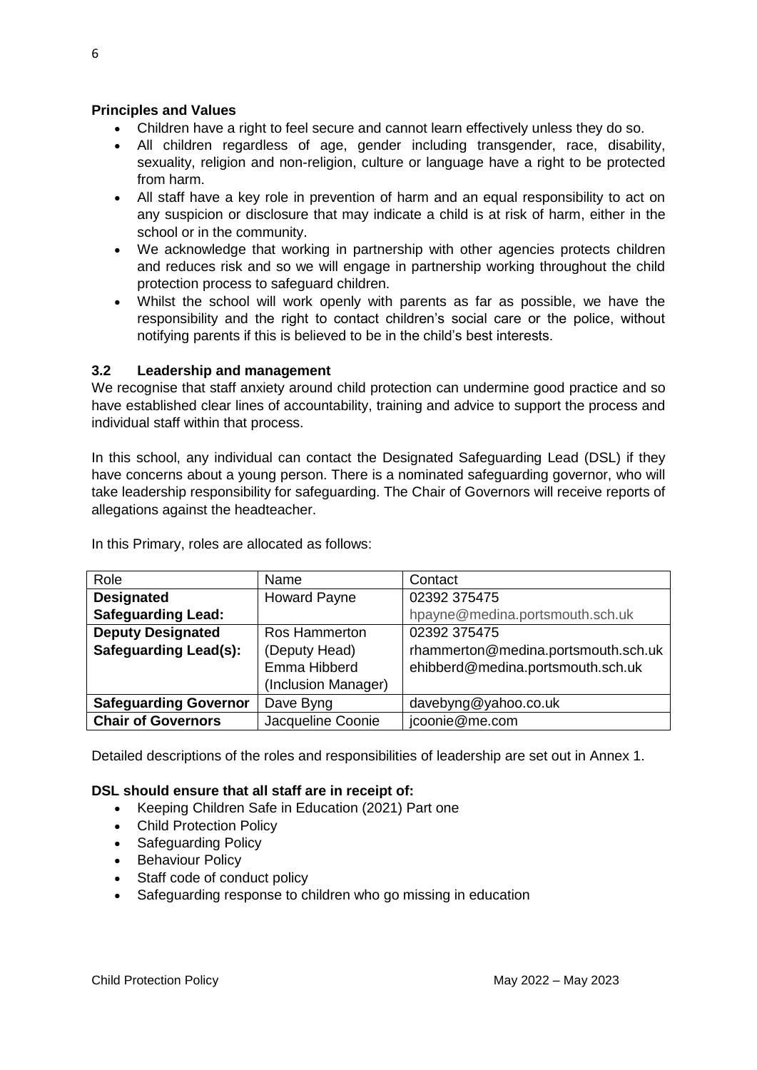**Principles and Values**

- Children have a right to feel secure and cannot learn effectively unless they do so.
- All children regardless of age, gender including transgender, race, disability, sexuality, religion and non-religion, culture or language have a right to be protected from harm.
- All staff have a key role in prevention of harm and an equal responsibility to act on any suspicion or disclosure that may indicate a child is at risk of harm, either in the school or in the community.
- We acknowledge that working in partnership with other agencies protects children and reduces risk and so we will engage in partnership working throughout the child protection process to safeguard children.
- Whilst the school will work openly with parents as far as possible, we have the responsibility and the right to contact children's social care or the police, without notifying parents if this is believed to be in the child's best interests.

### 3.2 Leadership and management

We recognise that staff anxiety around child protection can undermine good practice and so have established clear lines of accountability, training and advice to support the process and individual staff within that process.

In this school, any individual can contact the Designated Safeguarding Lead (DSL) if they have concerns about a young person. There is a nominated safeguarding governor, who will take leadership responsibility for safeguarding. The Chair of Governors will receive reports of allegations against the headteacher.

In this Primary, roles are allocated as follows:

| Role | Name | Contact |
|---|---|---|
| **Designated Safeguarding Lead:** | Howard Payne | 02392 375475<br>hpayne@medina.portsmouth.sch.uk |
| **Deputy Designated Safeguarding Lead(s):** | Ros Hammerton (Deputy Head)<br>Emma Hibberd (Inclusion Manager) | 02392 375475<br>rhammerton@medina.portsmouth.sch.uk<br>ehibberd@medina.portsmouth.sch.uk |
| **Safeguarding Governor** | Dave Byng | davebyng@yahoo.co.uk |
| **Chair of Governors** | Jacqueline Coonie | jcoonie@me.com |

Detailed descriptions of the roles and responsibilities of leadership are set out in Annex 1.

**DSL should ensure that all staff are in receipt of:**

- Keeping Children Safe in Education (2021) Part one
- Child Protection Policy
- Safeguarding Policy
- Behaviour Policy
- Staff code of conduct policy
- Safeguarding response to children who go missing in education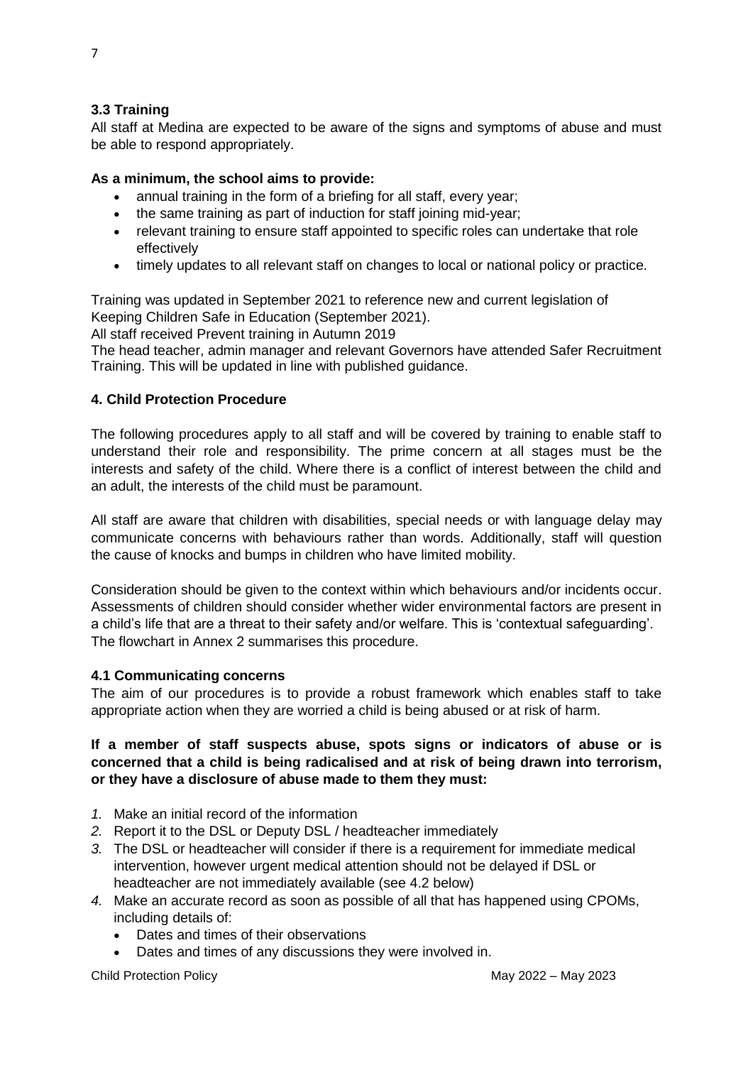### 3.3 Training

All staff at Medina are expected to be aware of the signs and symptoms of abuse and must be able to respond appropriately.

**As a minimum, the school aims to provide:**

- annual training in the form of a briefing for all staff, every year;
- the same training as part of induction for staff joining mid-year;
- relevant training to ensure staff appointed to specific roles can undertake that role effectively
- timely updates to all relevant staff on changes to local or national policy or practice.

Training was updated in September 2021 to reference new and current legislation of Keeping Children Safe in Education (September 2021).
All staff received Prevent training in Autumn 2019
The head teacher, admin manager and relevant Governors have attended Safer Recruitment Training. This will be updated in line with published guidance.

## 4. Child Protection Procedure

The following procedures apply to all staff and will be covered by training to enable staff to understand their role and responsibility. The prime concern at all stages must be the interests and safety of the child. Where there is a conflict of interest between the child and an adult, the interests of the child must be paramount.

All staff are aware that children with disabilities, special needs or with language delay may communicate concerns with behaviours rather than words. Additionally, staff will question the cause of knocks and bumps in children who have limited mobility.

Consideration should be given to the context within which behaviours and/or incidents occur. Assessments of children should consider whether wider environmental factors are present in a child's life that are a threat to their safety and/or welfare. This is 'contextual safeguarding'. The flowchart in Annex 2 summarises this procedure.

### 4.1 Communicating concerns

The aim of our procedures is to provide a robust framework which enables staff to take appropriate action when they are worried a child is being abused or at risk of harm.

**If a member of staff suspects abuse, spots signs or indicators of abuse or is concerned that a child is being radicalised and at risk of being drawn into terrorism, or they have a disclosure of abuse made to them they must:**

1. Make an initial record of the information
2. Report it to the DSL or Deputy DSL / headteacher immediately
3. The DSL or headteacher will consider if there is a requirement for immediate medical intervention, however urgent medical attention should not be delayed if DSL or headteacher are not immediately available (see 4.2 below)
4. Make an accurate record as soon as possible of all that has happened using CPOMs, including details of:
   - Dates and times of their observations
   - Dates and times of any discussions they were involved in.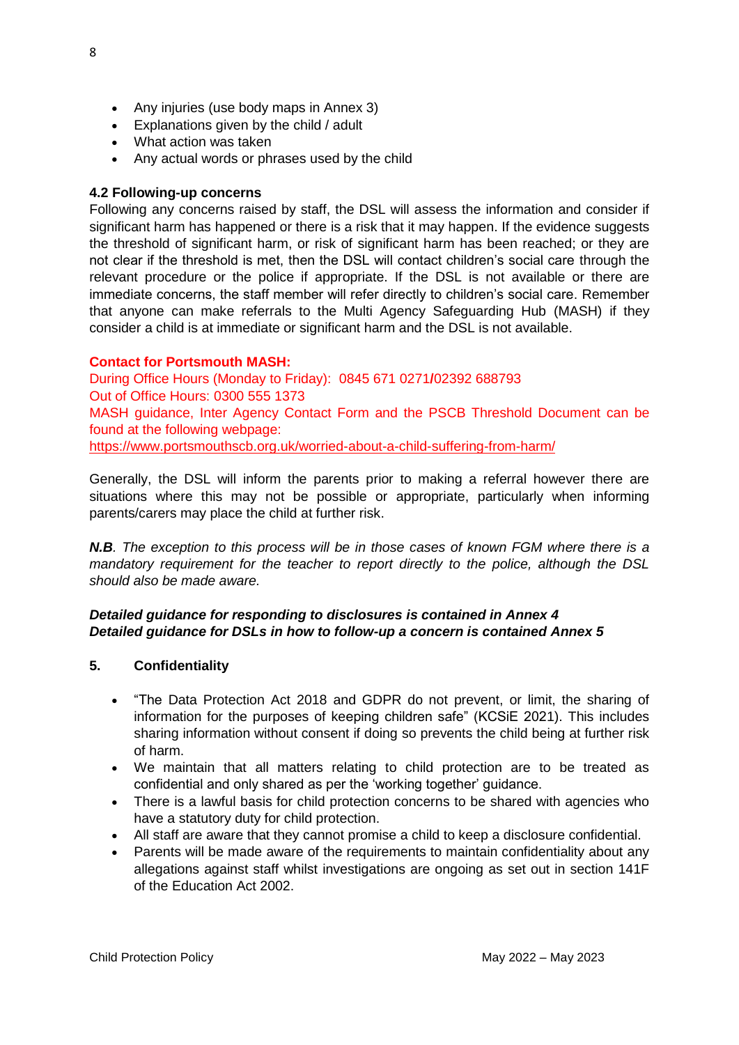- Any injuries (use body maps in Annex 3)
- Explanations given by the child / adult
- What action was taken
- Any actual words or phrases used by the child

**4.2 Following-up concerns**

Following any concerns raised by staff, the DSL will assess the information and consider if significant harm has happened or there is a risk that it may happen. If the evidence suggests the threshold of significant harm, or risk of significant harm has been reached; or they are not clear if the threshold is met, then the DSL will contact children's social care through the relevant procedure or the police if appropriate. If the DSL is not available or there are immediate concerns, the staff member will refer directly to children's social care. Remember that anyone can make referrals to the Multi Agency Safeguarding Hub (MASH) if they consider a child is at immediate or significant harm and the DSL is not available.

**Contact for Portsmouth MASH:**
During Office Hours (Monday to Friday): 0845 671 0271/02392 688793
Out of Office Hours: 0300 555 1373
MASH guidance, Inter Agency Contact Form and the PSCB Threshold Document can be found at the following webpage:
https://www.portsmouthscb.org.uk/worried-about-a-child-suffering-from-harm/

Generally, the DSL will inform the parents prior to making a referral however there are situations where this may not be possible or appropriate, particularly when informing parents/carers may place the child at further risk.

***N.B**. The exception to this process will be in those cases of known FGM where there is a mandatory requirement for the teacher to report directly to the police, although the DSL should also be made aware.*

***Detailed guidance for responding to disclosures is contained in Annex 4***
***Detailed guidance for DSLs in how to follow-up a concern is contained Annex 5***

## 5. Confidentiality

- "The Data Protection Act 2018 and GDPR do not prevent, or limit, the sharing of information for the purposes of keeping children safe" (KCSiE 2021). This includes sharing information without consent if doing so prevents the child being at further risk of harm.
- We maintain that all matters relating to child protection are to be treated as confidential and only shared as per the 'working together' guidance.
- There is a lawful basis for child protection concerns to be shared with agencies who have a statutory duty for child protection.
- All staff are aware that they cannot promise a child to keep a disclosure confidential.
- Parents will be made aware of the requirements to maintain confidentiality about any allegations against staff whilst investigations are ongoing as set out in section 141F of the Education Act 2002.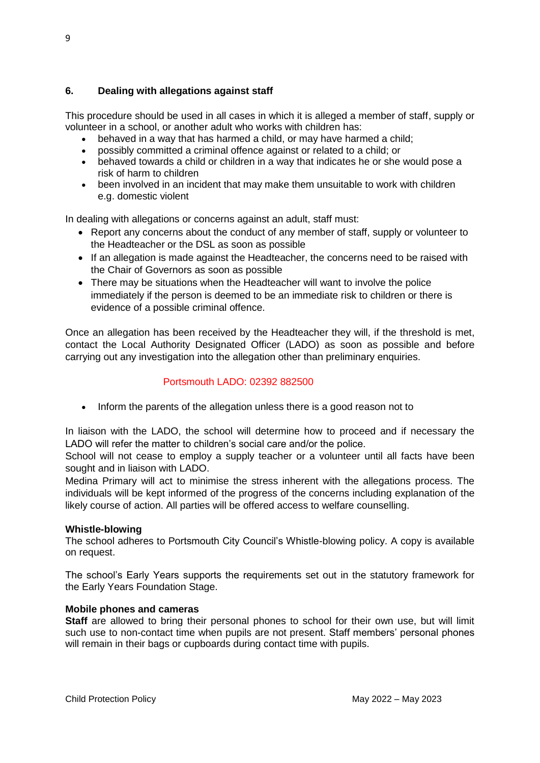## 6. Dealing with allegations against staff

This procedure should be used in all cases in which it is alleged a member of staff, supply or volunteer in a school, or another adult who works with children has:

- behaved in a way that has harmed a child, or may have harmed a child;
- possibly committed a criminal offence against or related to a child; or
- behaved towards a child or children in a way that indicates he or she would pose a risk of harm to children
- been involved in an incident that may make them unsuitable to work with children e.g. domestic violent

In dealing with allegations or concerns against an adult, staff must:

- Report any concerns about the conduct of any member of staff, supply or volunteer to the Headteacher or the DSL as soon as possible
- If an allegation is made against the Headteacher, the concerns need to be raised with the Chair of Governors as soon as possible
- There may be situations when the Headteacher will want to involve the police immediately if the person is deemed to be an immediate risk to children or there is evidence of a possible criminal offence.

Once an allegation has been received by the Headteacher they will, if the threshold is met, contact the Local Authority Designated Officer (LADO) as soon as possible and before carrying out any investigation into the allegation other than preliminary enquiries.

Portsmouth LADO: 02392 882500

- Inform the parents of the allegation unless there is a good reason not to

In liaison with the LADO, the school will determine how to proceed and if necessary the LADO will refer the matter to children's social care and/or the police.
School will not cease to employ a supply teacher or a volunteer until all facts have been sought and in liaison with LADO.
Medina Primary will act to minimise the stress inherent with the allegations process. The individuals will be kept informed of the progress of the concerns including explanation of the likely course of action. All parties will be offered access to welfare counselling.

**Whistle-blowing**
The school adheres to Portsmouth City Council's Whistle-blowing policy. A copy is available on request.

The school's Early Years supports the requirements set out in the statutory framework for the Early Years Foundation Stage.

**Mobile phones and cameras**
**Staff** are allowed to bring their personal phones to school for their own use, but will limit such use to non-contact time when pupils are not present. Staff members' personal phones will remain in their bags or cupboards during contact time with pupils.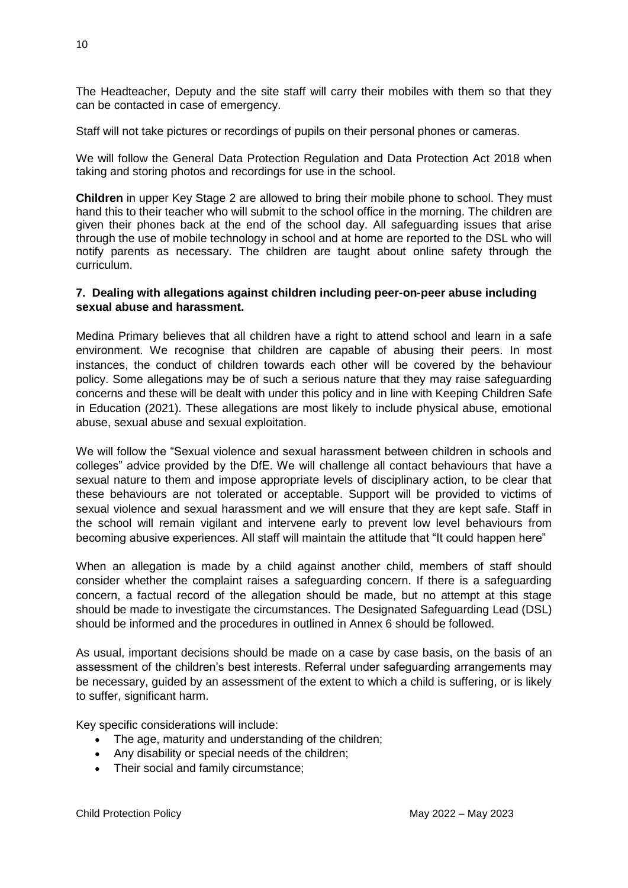The Headteacher, Deputy and the site staff will carry their mobiles with them so that they can be contacted in case of emergency.

Staff will not take pictures or recordings of pupils on their personal phones or cameras.

We will follow the General Data Protection Regulation and Data Protection Act 2018 when taking and storing photos and recordings for use in the school.

**Children** in upper Key Stage 2 are allowed to bring their mobile phone to school. They must hand this to their teacher who will submit to the school office in the morning. The children are given their phones back at the end of the school day. All safeguarding issues that arise through the use of mobile technology in school and at home are reported to the DSL who will notify parents as necessary. The children are taught about online safety through the curriculum.

### 7. Dealing with allegations against children including peer-on-peer abuse including sexual abuse and harassment.

Medina Primary believes that all children have a right to attend school and learn in a safe environment. We recognise that children are capable of abusing their peers. In most instances, the conduct of children towards each other will be covered by the behaviour policy. Some allegations may be of such a serious nature that they may raise safeguarding concerns and these will be dealt with under this policy and in line with Keeping Children Safe in Education (2021). These allegations are most likely to include physical abuse, emotional abuse, sexual abuse and sexual exploitation.

We will follow the "Sexual violence and sexual harassment between children in schools and colleges" advice provided by the DfE. We will challenge all contact behaviours that have a sexual nature to them and impose appropriate levels of disciplinary action, to be clear that these behaviours are not tolerated or acceptable. Support will be provided to victims of sexual violence and sexual harassment and we will ensure that they are kept safe. Staff in the school will remain vigilant and intervene early to prevent low level behaviours from becoming abusive experiences. All staff will maintain the attitude that "It could happen here"

When an allegation is made by a child against another child, members of staff should consider whether the complaint raises a safeguarding concern. If there is a safeguarding concern, a factual record of the allegation should be made, but no attempt at this stage should be made to investigate the circumstances. The Designated Safeguarding Lead (DSL) should be informed and the procedures in outlined in Annex 6 should be followed.

As usual, important decisions should be made on a case by case basis, on the basis of an assessment of the children's best interests. Referral under safeguarding arrangements may be necessary, guided by an assessment of the extent to which a child is suffering, or is likely to suffer, significant harm.

Key specific considerations will include:

- The age, maturity and understanding of the children;
- Any disability or special needs of the children;
- Their social and family circumstance;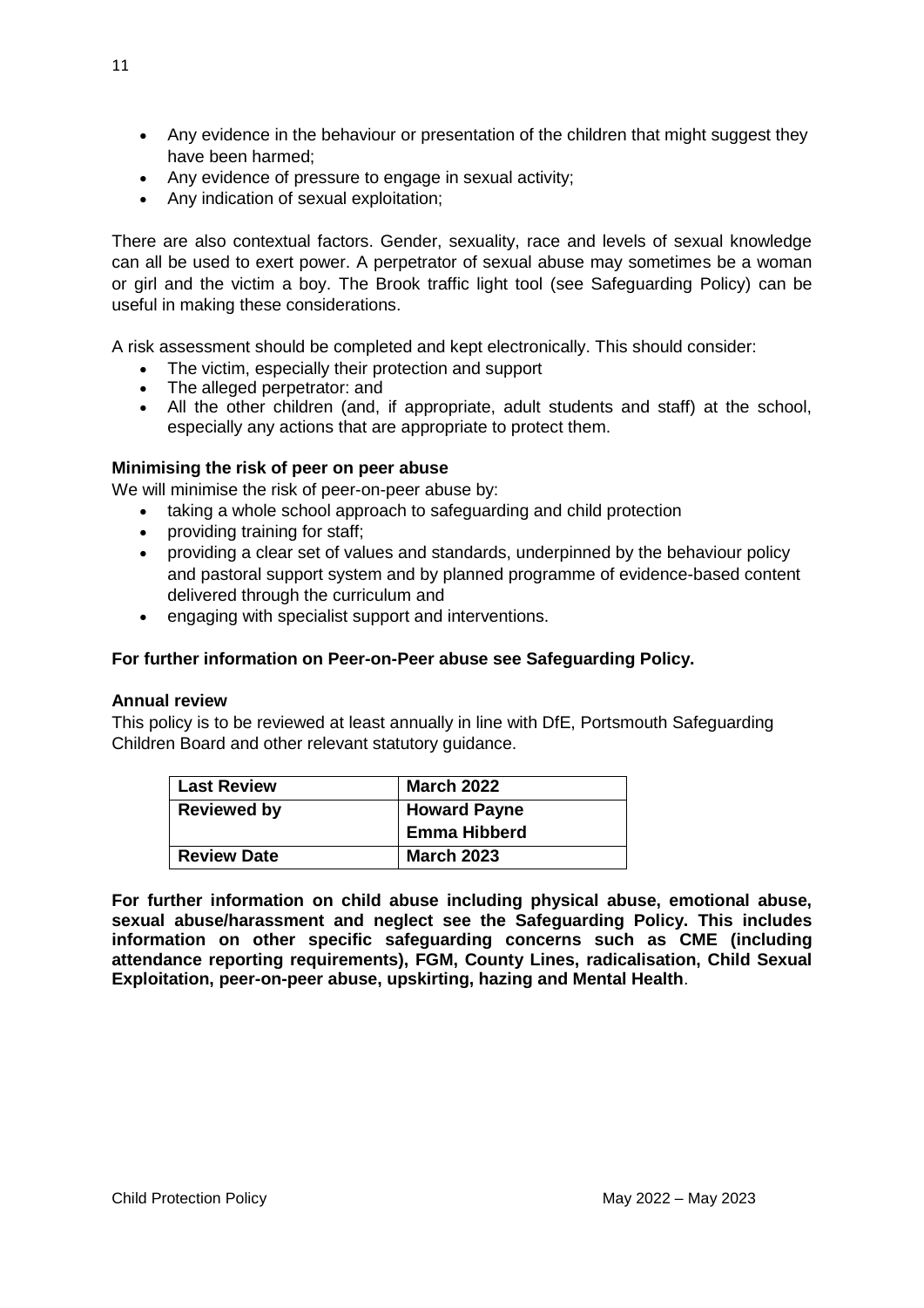- Any evidence in the behaviour or presentation of the children that might suggest they have been harmed;
- Any evidence of pressure to engage in sexual activity;
- Any indication of sexual exploitation;

There are also contextual factors. Gender, sexuality, race and levels of sexual knowledge can all be used to exert power. A perpetrator of sexual abuse may sometimes be a woman or girl and the victim a boy. The Brook traffic light tool (see Safeguarding Policy) can be useful in making these considerations.

A risk assessment should be completed and kept electronically. This should consider:

- The victim, especially their protection and support
- The alleged perpetrator: and
- All the other children (and, if appropriate, adult students and staff) at the school, especially any actions that are appropriate to protect them.

**Minimising the risk of peer on peer abuse**

We will minimise the risk of peer-on-peer abuse by:

- taking a whole school approach to safeguarding and child protection
- providing training for staff;
- providing a clear set of values and standards, underpinned by the behaviour policy and pastoral support system and by planned programme of evidence-based content delivered through the curriculum and
- engaging with specialist support and interventions.

**For further information on Peer-on-Peer abuse see Safeguarding Policy.**

**Annual review**

This policy is to be reviewed at least annually in line with DfE, Portsmouth Safeguarding Children Board and other relevant statutory guidance.

| **Last Review** | **March 2022** |
|---|---|
| **Reviewed by** | **Howard Payne**<br>**Emma Hibberd** |
| **Review Date** | **March 2023** |

**For further information on child abuse including physical abuse, emotional abuse, sexual abuse/harassment and neglect see the Safeguarding Policy. This includes information on other specific safeguarding concerns such as CME (including attendance reporting requirements), FGM, County Lines, radicalisation, Child Sexual Exploitation, peer-on-peer abuse, upskirting, hazing and Mental Health**.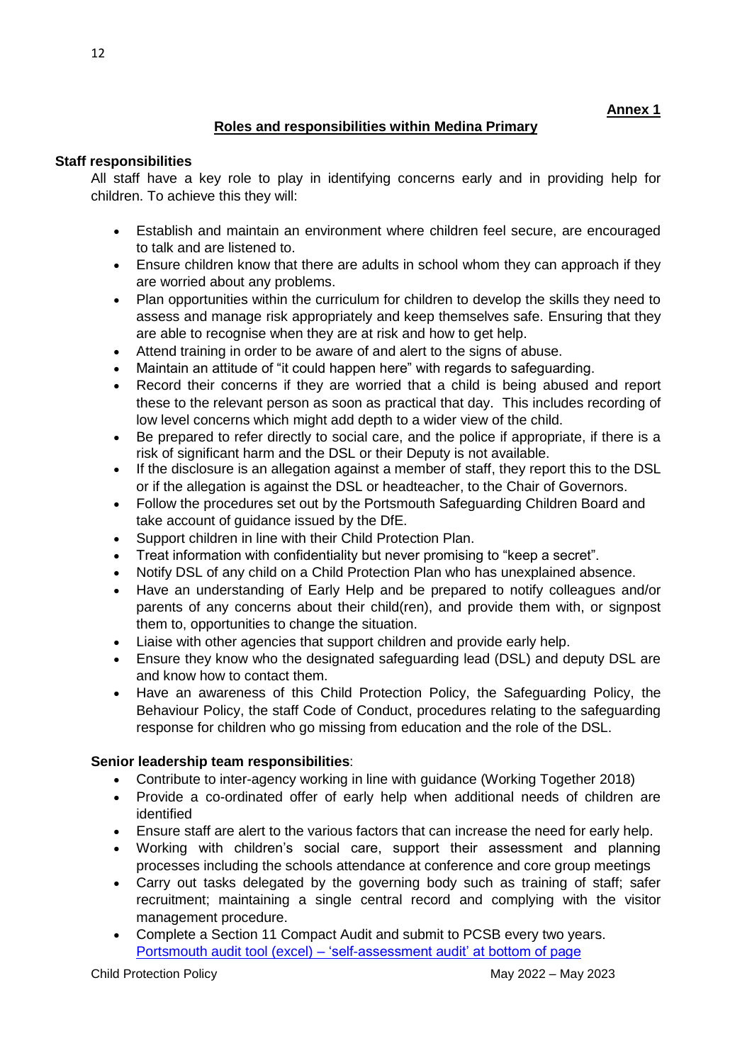**Annex 1**

## Roles and responsibilities within Medina Primary

### Staff responsibilities

All staff have a key role to play in identifying concerns early and in providing help for children. To achieve this they will:

- Establish and maintain an environment where children feel secure, are encouraged to talk and are listened to.
- Ensure children know that there are adults in school whom they can approach if they are worried about any problems.
- Plan opportunities within the curriculum for children to develop the skills they need to assess and manage risk appropriately and keep themselves safe. Ensuring that they are able to recognise when they are at risk and how to get help.
- Attend training in order to be aware of and alert to the signs of abuse.
- Maintain an attitude of "it could happen here" with regards to safeguarding.
- Record their concerns if they are worried that a child is being abused and report these to the relevant person as soon as practical that day. This includes recording of low level concerns which might add depth to a wider view of the child.
- Be prepared to refer directly to social care, and the police if appropriate, if there is a risk of significant harm and the DSL or their Deputy is not available.
- If the disclosure is an allegation against a member of staff, they report this to the DSL or if the allegation is against the DSL or headteacher, to the Chair of Governors.
- Follow the procedures set out by the Portsmouth Safeguarding Children Board and take account of guidance issued by the DfE.
- Support children in line with their Child Protection Plan.
- Treat information with confidentiality but never promising to "keep a secret".
- Notify DSL of any child on a Child Protection Plan who has unexplained absence.
- Have an understanding of Early Help and be prepared to notify colleagues and/or parents of any concerns about their child(ren), and provide them with, or signpost them to, opportunities to change the situation.
- Liaise with other agencies that support children and provide early help.
- Ensure they know who the designated safeguarding lead (DSL) and deputy DSL are and know how to contact them.
- Have an awareness of this Child Protection Policy, the Safeguarding Policy, the Behaviour Policy, the staff Code of Conduct, procedures relating to the safeguarding response for children who go missing from education and the role of the DSL.

### Senior leadership team responsibilities:

- Contribute to inter-agency working in line with guidance (Working Together 2018)
- Provide a co-ordinated offer of early help when additional needs of children are identified
- Ensure staff are alert to the various factors that can increase the need for early help.
- Working with children's social care, support their assessment and planning processes including the schools attendance at conference and core group meetings
- Carry out tasks delegated by the governing body such as training of staff; safer recruitment; maintaining a single central record and complying with the visitor management procedure.
- Complete a Section 11 Compact Audit and submit to PCSB every two years.
  Portsmouth audit tool (excel) – 'self-assessment audit' at bottom of page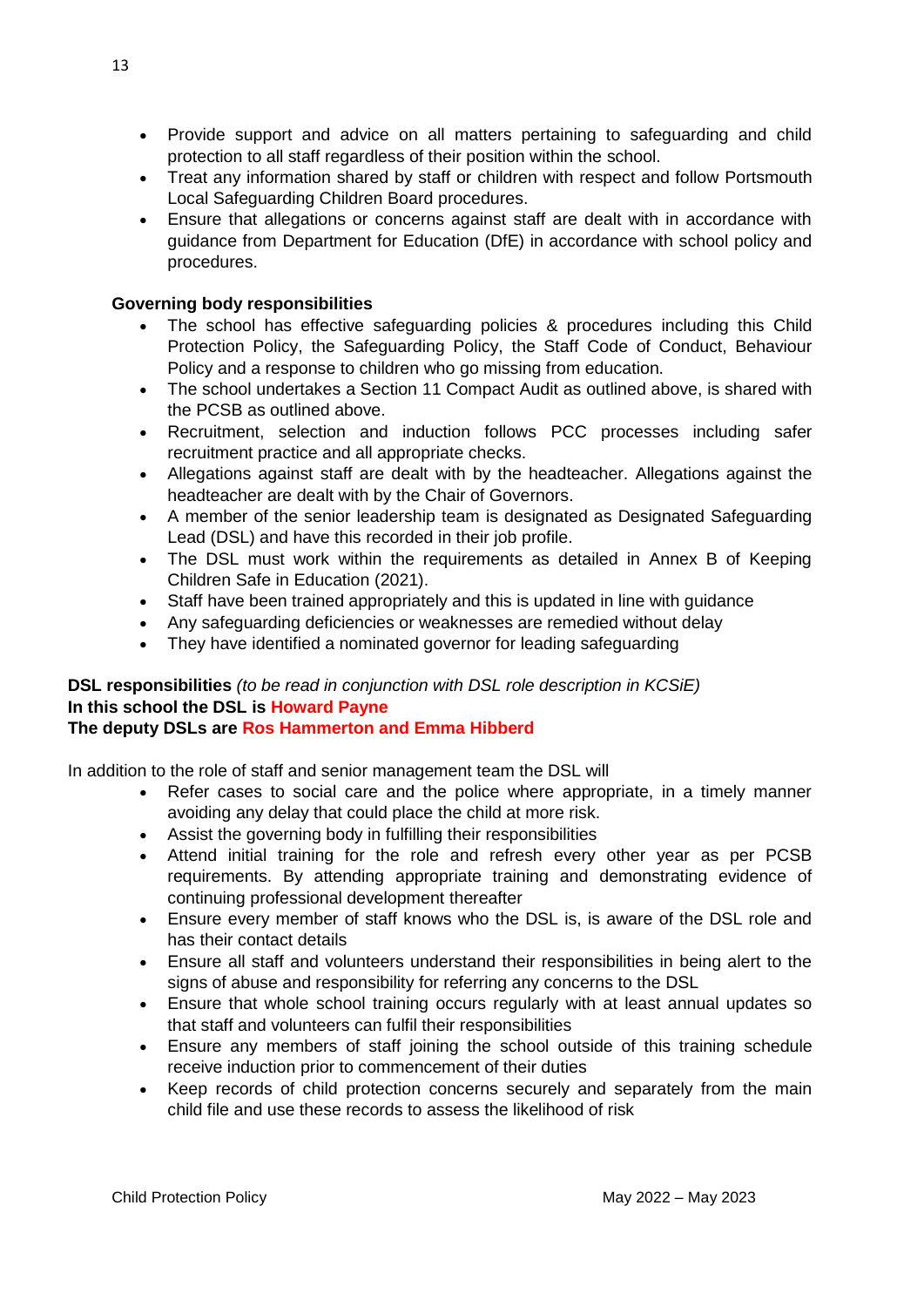- Provide support and advice on all matters pertaining to safeguarding and child protection to all staff regardless of their position within the school.
- Treat any information shared by staff or children with respect and follow Portsmouth Local Safeguarding Children Board procedures.
- Ensure that allegations or concerns against staff are dealt with in accordance with guidance from Department for Education (DfE) in accordance with school policy and procedures.

**Governing body responsibilities**

- The school has effective safeguarding policies & procedures including this Child Protection Policy, the Safeguarding Policy, the Staff Code of Conduct, Behaviour Policy and a response to children who go missing from education.
- The school undertakes a Section 11 Compact Audit as outlined above, is shared with the PCSB as outlined above.
- Recruitment, selection and induction follows PCC processes including safer recruitment practice and all appropriate checks.
- Allegations against staff are dealt with by the headteacher. Allegations against the headteacher are dealt with by the Chair of Governors.
- A member of the senior leadership team is designated as Designated Safeguarding Lead (DSL) and have this recorded in their job profile.
- The DSL must work within the requirements as detailed in Annex B of Keeping Children Safe in Education (2021).
- Staff have been trained appropriately and this is updated in line with guidance
- Any safeguarding deficiencies or weaknesses are remedied without delay
- They have identified a nominated governor for leading safeguarding

**DSL responsibilities** *(to be read in conjunction with DSL role description in KCSiE)*
**In this school the DSL is Howard Payne**
**The deputy DSLs are Ros Hammerton and Emma Hibberd**

In addition to the role of staff and senior management team the DSL will

- Refer cases to social care and the police where appropriate, in a timely manner avoiding any delay that could place the child at more risk.
- Assist the governing body in fulfilling their responsibilities
- Attend initial training for the role and refresh every other year as per PCSB requirements. By attending appropriate training and demonstrating evidence of continuing professional development thereafter
- Ensure every member of staff knows who the DSL is, is aware of the DSL role and has their contact details
- Ensure all staff and volunteers understand their responsibilities in being alert to the signs of abuse and responsibility for referring any concerns to the DSL
- Ensure that whole school training occurs regularly with at least annual updates so that staff and volunteers can fulfil their responsibilities
- Ensure any members of staff joining the school outside of this training schedule receive induction prior to commencement of their duties
- Keep records of child protection concerns securely and separately from the main child file and use these records to assess the likelihood of risk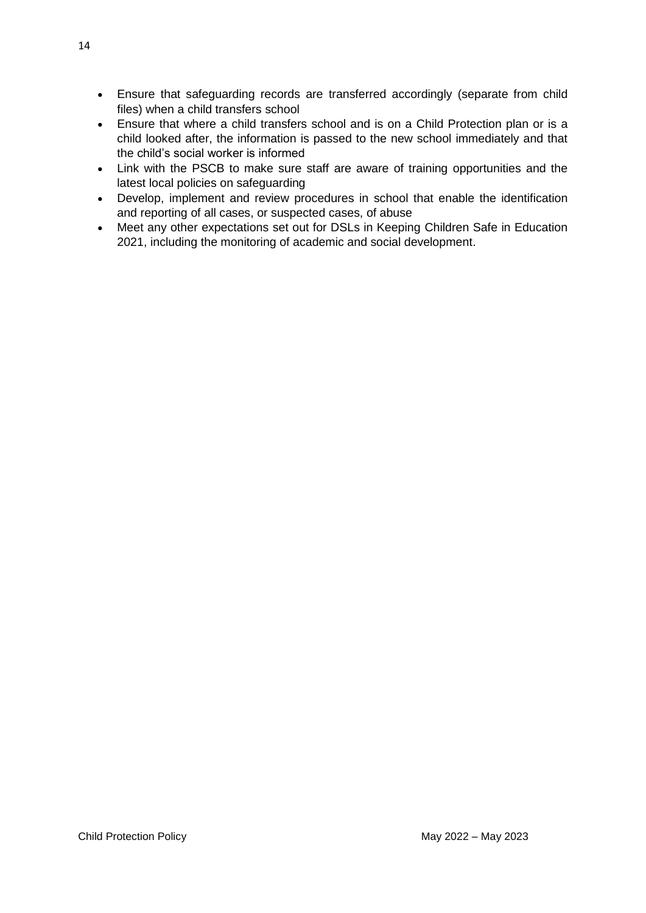- Ensure that safeguarding records are transferred accordingly (separate from child files) when a child transfers school
- Ensure that where a child transfers school and is on a Child Protection plan or is a child looked after, the information is passed to the new school immediately and that the child's social worker is informed
- Link with the PSCB to make sure staff are aware of training opportunities and the latest local policies on safeguarding
- Develop, implement and review procedures in school that enable the identification and reporting of all cases, or suspected cases, of abuse
- Meet any other expectations set out for DSLs in Keeping Children Safe in Education 2021, including the monitoring of academic and social development.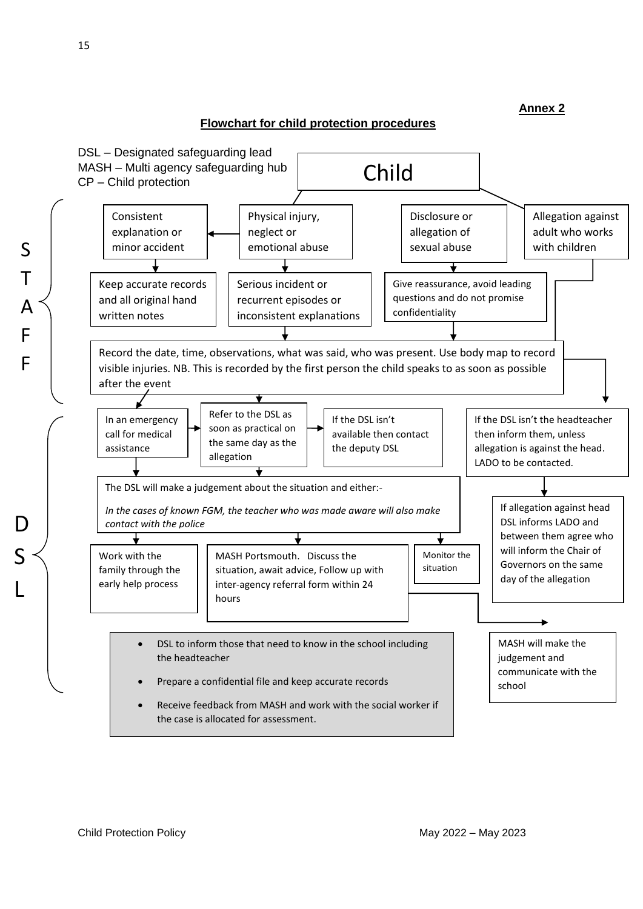**Annex 2**

## Flowchart for child protection procedures

DSL – Designated safeguarding lead
MASH – Multi agency safeguarding hub
CP – Child protection

Child

**STAFF**

Consistent explanation or minor accident

Physical injury, neglect or emotional abuse

Disclosure or allegation of sexual abuse

Allegation against adult who works with children

Keep accurate records and all original hand written notes

Serious incident or recurrent episodes or inconsistent explanations

Give reassurance, avoid leading questions and do not promise confidentiality

Record the date, time, observations, what was said, who was present. Use body map to record visible injuries. NB. This is recorded by the first person the child speaks to as soon as possible after the event

**DSL**

In an emergency call for medical assistance

Refer to the DSL as soon as practical on the same day as the allegation

If the DSL isn't available then contact the deputy DSL

If the DSL isn't the headteacher then inform them, unless allegation is against the head. LADO to be contacted.

The DSL will make a judgement about the situation and either:-

*In the cases of known FGM, the teacher who was made aware will also make contact with the police*

If allegation against head DSL informs LADO and between them agree who will inform the Chair of Governors on the same day of the allegation

Work with the family through the early help process

MASH Portsmouth. Discuss the situation, await advice, Follow up with inter-agency referral form within 24 hours

Monitor the situation

MASH will make the judgement and communicate with the school

- DSL to inform those that need to know in the school including the headteacher
- Prepare a confidential file and keep accurate records
- Receive feedback from MASH and work with the social worker if the case is allocated for assessment.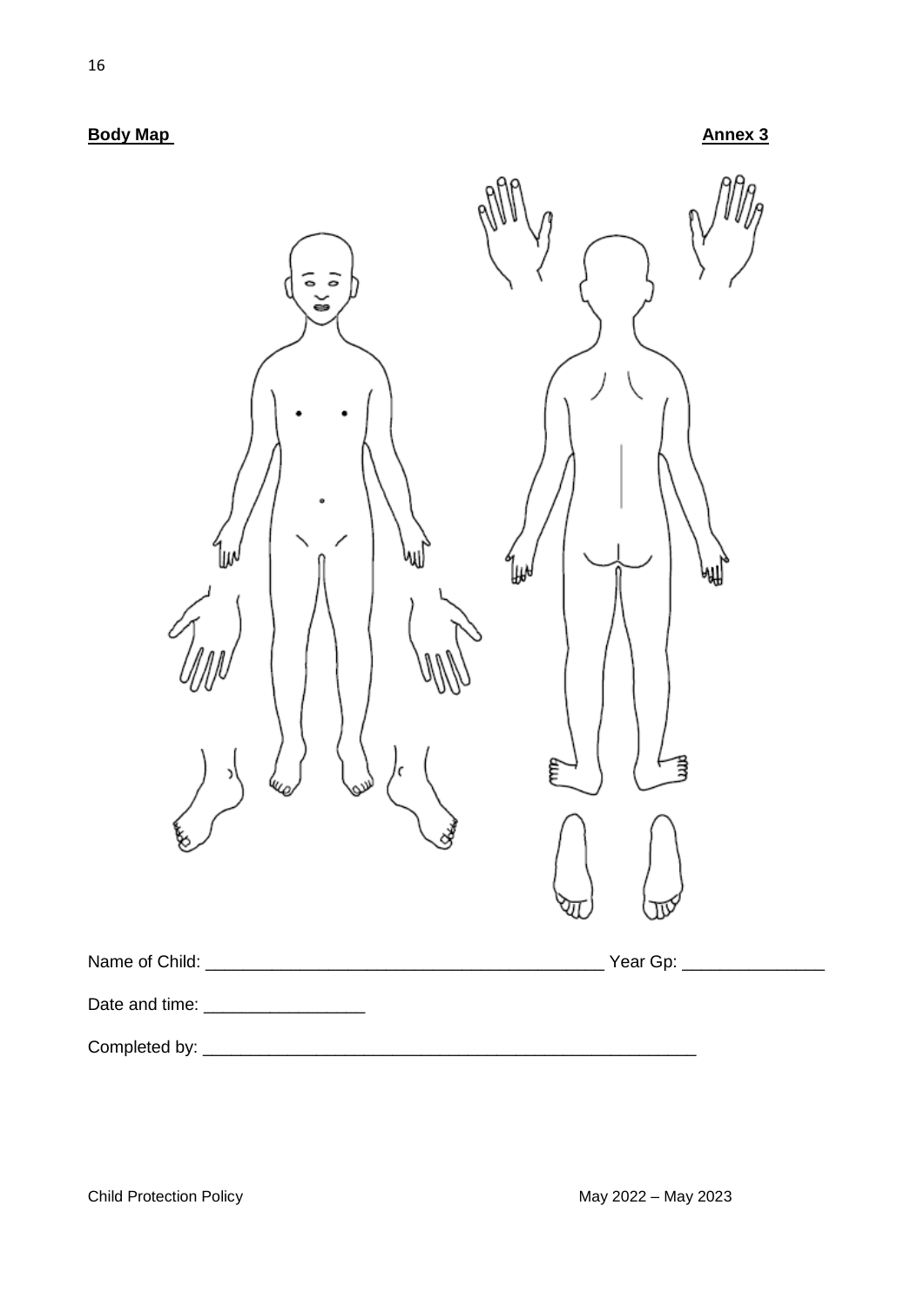**Body Map** **Annex 3**

Name of Child: __________________________________________ Year Gp: _______________

Date and time: _________________

Completed by: ______________________________________________________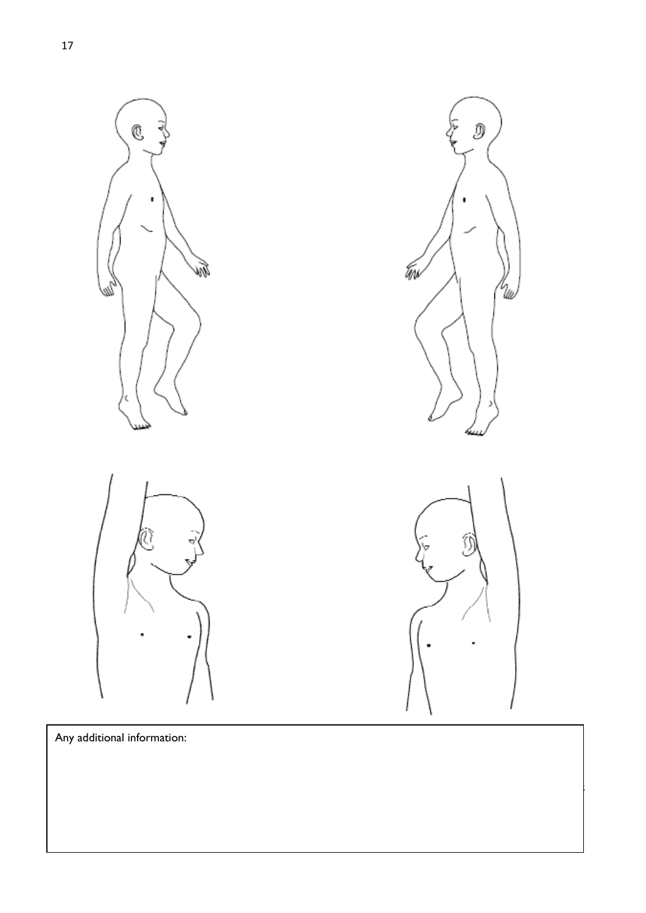Any additional information: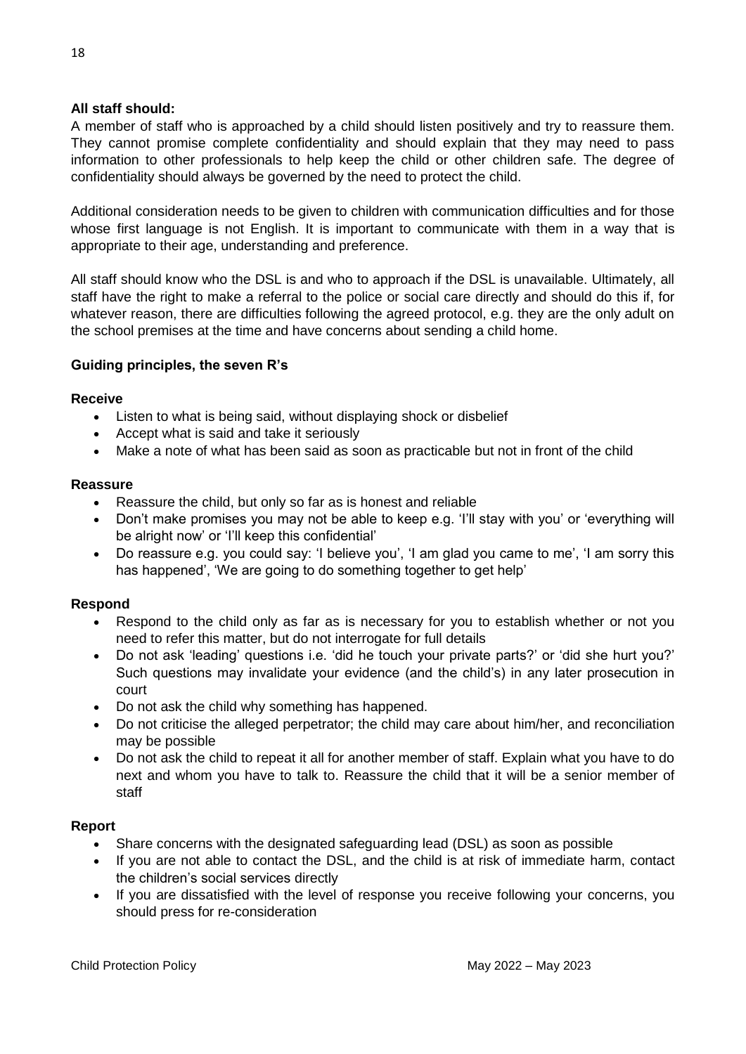**All staff should:**

A member of staff who is approached by a child should listen positively and try to reassure them. They cannot promise complete confidentiality and should explain that they may need to pass information to other professionals to help keep the child or other children safe. The degree of confidentiality should always be governed by the need to protect the child.

Additional consideration needs to be given to children with communication difficulties and for those whose first language is not English. It is important to communicate with them in a way that is appropriate to their age, understanding and preference.

All staff should know who the DSL is and who to approach if the DSL is unavailable. Ultimately, all staff have the right to make a referral to the police or social care directly and should do this if, for whatever reason, there are difficulties following the agreed protocol, e.g. they are the only adult on the school premises at the time and have concerns about sending a child home.

**Guiding principles, the seven R's**

**Receive**

- Listen to what is being said, without displaying shock or disbelief
- Accept what is said and take it seriously
- Make a note of what has been said as soon as practicable but not in front of the child

**Reassure**

- Reassure the child, but only so far as is honest and reliable
- Don't make promises you may not be able to keep e.g. 'I'll stay with you' or 'everything will be alright now' or 'I'll keep this confidential'
- Do reassure e.g. you could say: 'I believe you', 'I am glad you came to me', 'I am sorry this has happened', 'We are going to do something together to get help'

**Respond**

- Respond to the child only as far as is necessary for you to establish whether or not you need to refer this matter, but do not interrogate for full details
- Do not ask 'leading' questions i.e. 'did he touch your private parts?' or 'did she hurt you?' Such questions may invalidate your evidence (and the child's) in any later prosecution in court
- Do not ask the child why something has happened.
- Do not criticise the alleged perpetrator; the child may care about him/her, and reconciliation may be possible
- Do not ask the child to repeat it all for another member of staff. Explain what you have to do next and whom you have to talk to. Reassure the child that it will be a senior member of staff

**Report**

- Share concerns with the designated safeguarding lead (DSL) as soon as possible
- If you are not able to contact the DSL, and the child is at risk of immediate harm, contact the children's social services directly
- If you are dissatisfied with the level of response you receive following your concerns, you should press for re-consideration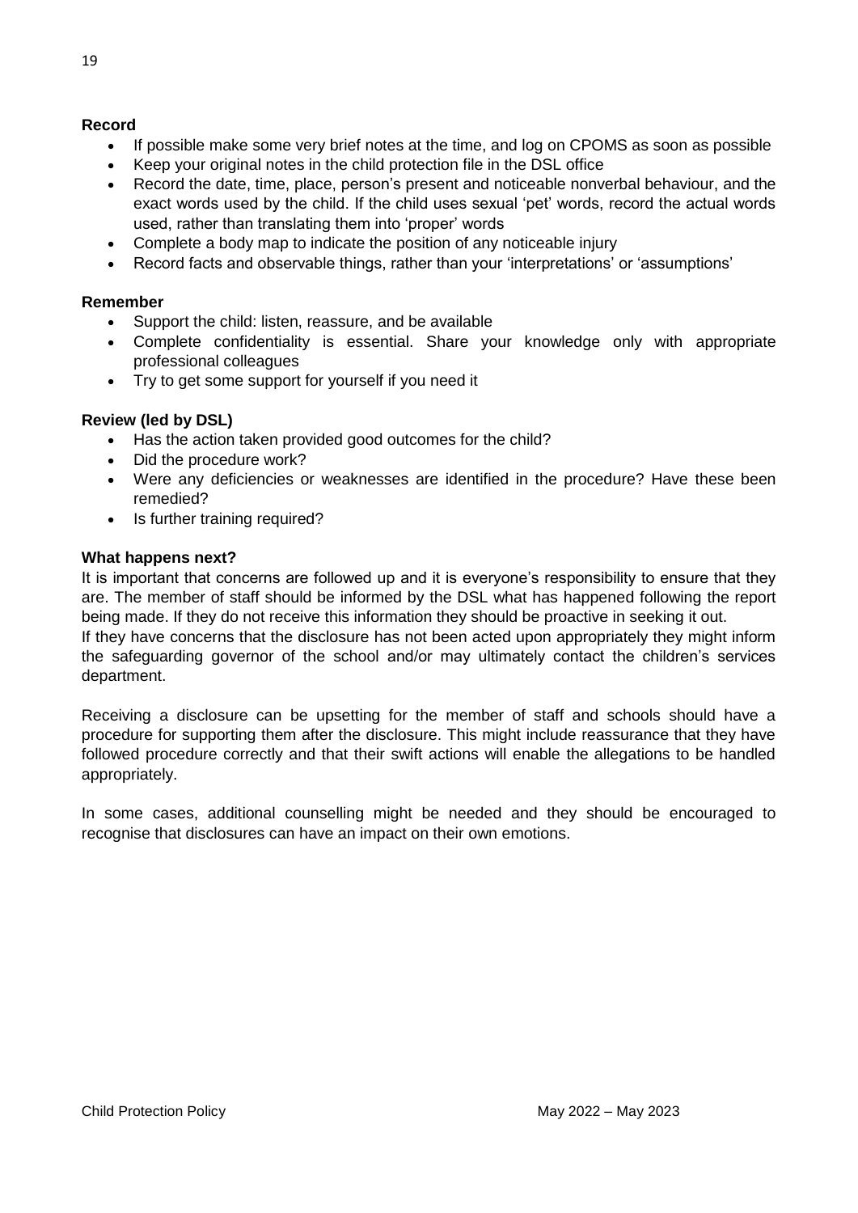**Record**

- If possible make some very brief notes at the time, and log on CPOMS as soon as possible
- Keep your original notes in the child protection file in the DSL office
- Record the date, time, place, person's present and noticeable nonverbal behaviour, and the exact words used by the child. If the child uses sexual 'pet' words, record the actual words used, rather than translating them into 'proper' words
- Complete a body map to indicate the position of any noticeable injury
- Record facts and observable things, rather than your 'interpretations' or 'assumptions'

**Remember**

- Support the child: listen, reassure, and be available
- Complete confidentiality is essential. Share your knowledge only with appropriate professional colleagues
- Try to get some support for yourself if you need it

**Review (led by DSL)**

- Has the action taken provided good outcomes for the child?
- Did the procedure work?
- Were any deficiencies or weaknesses are identified in the procedure? Have these been remedied?
- Is further training required?

**What happens next?**

It is important that concerns are followed up and it is everyone's responsibility to ensure that they are. The member of staff should be informed by the DSL what has happened following the report being made. If they do not receive this information they should be proactive in seeking it out.
If they have concerns that the disclosure has not been acted upon appropriately they might inform the safeguarding governor of the school and/or may ultimately contact the children's services department.

Receiving a disclosure can be upsetting for the member of staff and schools should have a procedure for supporting them after the disclosure. This might include reassurance that they have followed procedure correctly and that their swift actions will enable the allegations to be handled appropriately.

In some cases, additional counselling might be needed and they should be encouraged to recognise that disclosures can have an impact on their own emotions.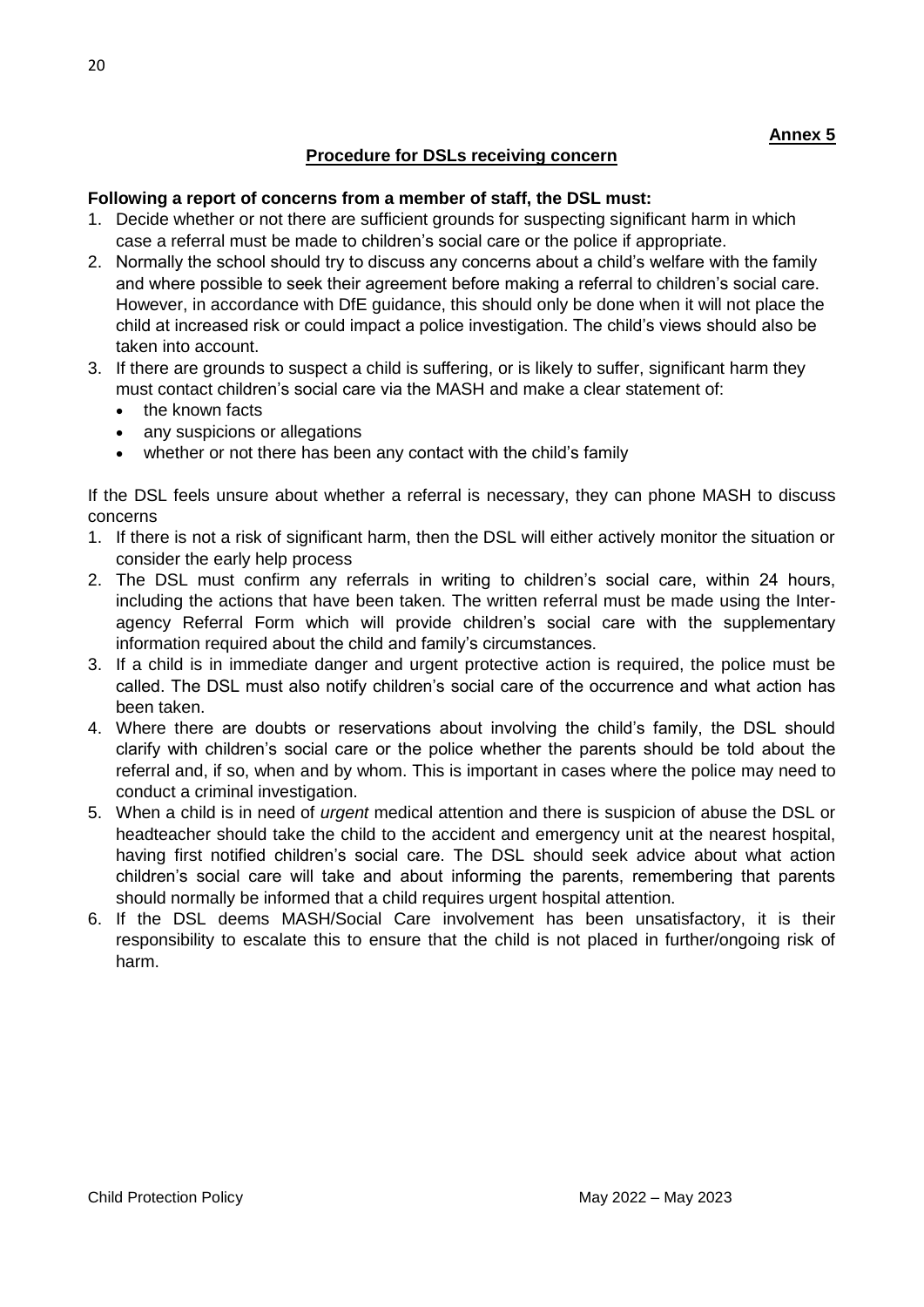**Annex 5**

## Procedure for DSLs receiving concern

**Following a report of concerns from a member of staff, the DSL must:**

1. Decide whether or not there are sufficient grounds for suspecting significant harm in which case a referral must be made to children's social care or the police if appropriate.
2. Normally the school should try to discuss any concerns about a child's welfare with the family and where possible to seek their agreement before making a referral to children's social care. However, in accordance with DfE guidance, this should only be done when it will not place the child at increased risk or could impact a police investigation. The child's views should also be taken into account.
3. If there are grounds to suspect a child is suffering, or is likely to suffer, significant harm they must contact children's social care via the MASH and make a clear statement of:
   - the known facts
   - any suspicions or allegations
   - whether or not there has been any contact with the child's family

If the DSL feels unsure about whether a referral is necessary, they can phone MASH to discuss concerns

1. If there is not a risk of significant harm, then the DSL will either actively monitor the situation or consider the early help process
2. The DSL must confirm any referrals in writing to children's social care, within 24 hours, including the actions that have been taken. The written referral must be made using the Inter-agency Referral Form which will provide children's social care with the supplementary information required about the child and family's circumstances.
3. If a child is in immediate danger and urgent protective action is required, the police must be called. The DSL must also notify children's social care of the occurrence and what action has been taken.
4. Where there are doubts or reservations about involving the child's family, the DSL should clarify with children's social care or the police whether the parents should be told about the referral and, if so, when and by whom. This is important in cases where the police may need to conduct a criminal investigation.
5. When a child is in need of *urgent* medical attention and there is suspicion of abuse the DSL or headteacher should take the child to the accident and emergency unit at the nearest hospital, having first notified children's social care. The DSL should seek advice about what action children's social care will take and about informing the parents, remembering that parents should normally be informed that a child requires urgent hospital attention.
6. If the DSL deems MASH/Social Care involvement has been unsatisfactory, it is their responsibility to escalate this to ensure that the child is not placed in further/ongoing risk of harm.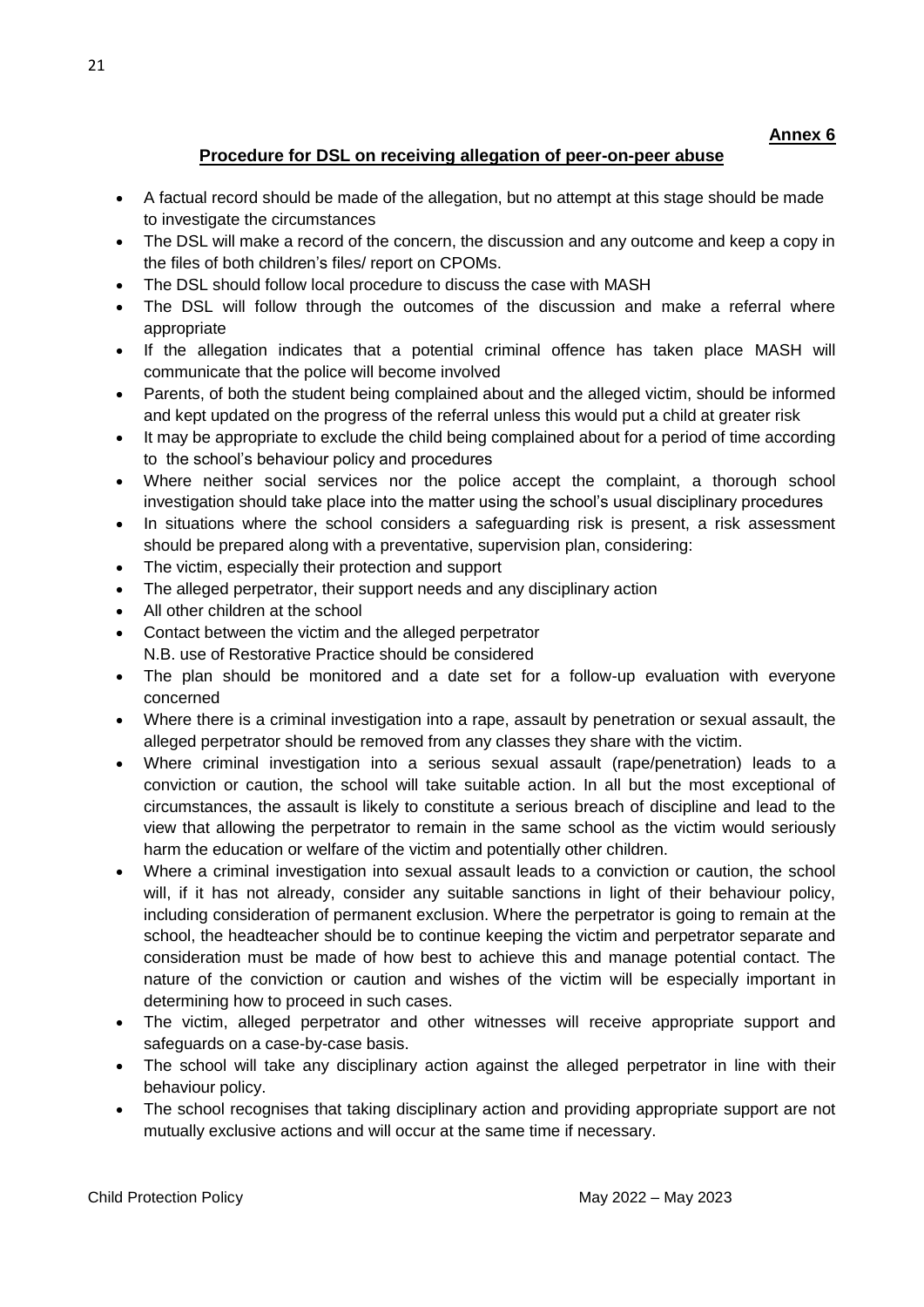**Annex 6**

## Procedure for DSL on receiving allegation of peer-on-peer abuse

- A factual record should be made of the allegation, but no attempt at this stage should be made to investigate the circumstances
- The DSL will make a record of the concern, the discussion and any outcome and keep a copy in the files of both children's files/ report on CPOMs.
- The DSL should follow local procedure to discuss the case with MASH
- The DSL will follow through the outcomes of the discussion and make a referral where appropriate
- If the allegation indicates that a potential criminal offence has taken place MASH will communicate that the police will become involved
- Parents, of both the student being complained about and the alleged victim, should be informed and kept updated on the progress of the referral unless this would put a child at greater risk
- It may be appropriate to exclude the child being complained about for a period of time according to the school's behaviour policy and procedures
- Where neither social services nor the police accept the complaint, a thorough school investigation should take place into the matter using the school's usual disciplinary procedures
- In situations where the school considers a safeguarding risk is present, a risk assessment should be prepared along with a preventative, supervision plan, considering:
- The victim, especially their protection and support
- The alleged perpetrator, their support needs and any disciplinary action
- All other children at the school
- Contact between the victim and the alleged perpetrator
  N.B. use of Restorative Practice should be considered
- The plan should be monitored and a date set for a follow-up evaluation with everyone concerned
- Where there is a criminal investigation into a rape, assault by penetration or sexual assault, the alleged perpetrator should be removed from any classes they share with the victim.
- Where criminal investigation into a serious sexual assault (rape/penetration) leads to a conviction or caution, the school will take suitable action. In all but the most exceptional of circumstances, the assault is likely to constitute a serious breach of discipline and lead to the view that allowing the perpetrator to remain in the same school as the victim would seriously harm the education or welfare of the victim and potentially other children.
- Where a criminal investigation into sexual assault leads to a conviction or caution, the school will, if it has not already, consider any suitable sanctions in light of their behaviour policy, including consideration of permanent exclusion. Where the perpetrator is going to remain at the school, the headteacher should be to continue keeping the victim and perpetrator separate and consideration must be made of how best to achieve this and manage potential contact. The nature of the conviction or caution and wishes of the victim will be especially important in determining how to proceed in such cases.
- The victim, alleged perpetrator and other witnesses will receive appropriate support and safeguards on a case-by-case basis.
- The school will take any disciplinary action against the alleged perpetrator in line with their behaviour policy.
- The school recognises that taking disciplinary action and providing appropriate support are not mutually exclusive actions and will occur at the same time if necessary.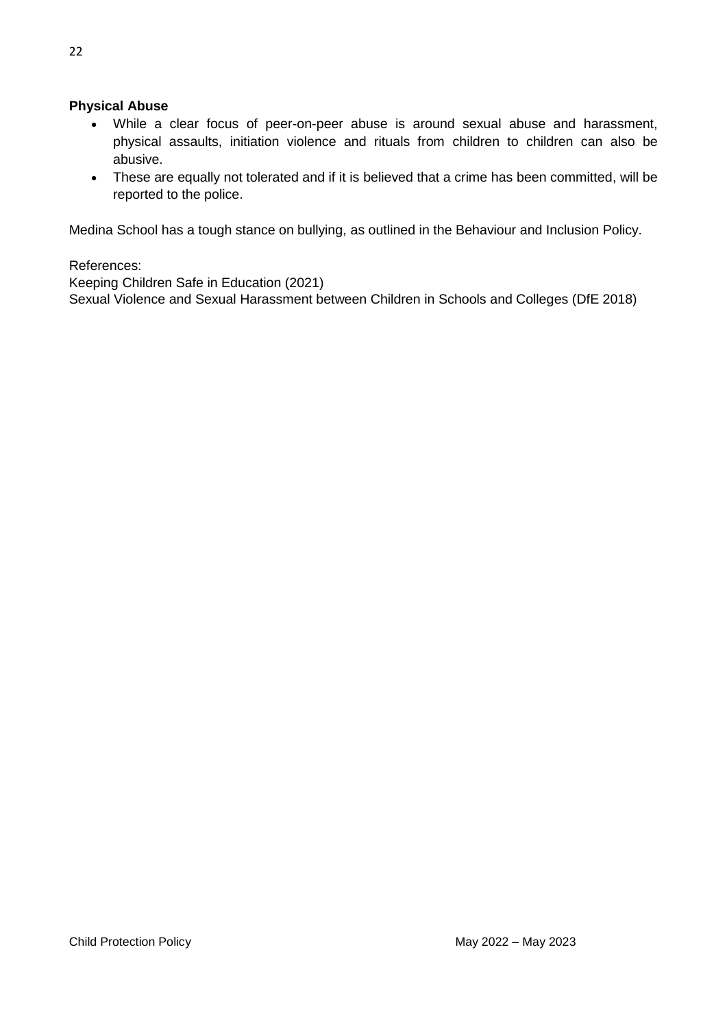**Physical Abuse**

- While a clear focus of peer-on-peer abuse is around sexual abuse and harassment, physical assaults, initiation violence and rituals from children to children can also be abusive.
- These are equally not tolerated and if it is believed that a crime has been committed, will be reported to the police.

Medina School has a tough stance on bullying, as outlined in the Behaviour and Inclusion Policy.

References:
Keeping Children Safe in Education (2021)
Sexual Violence and Sexual Harassment between Children in Schools and Colleges (DfE 2018)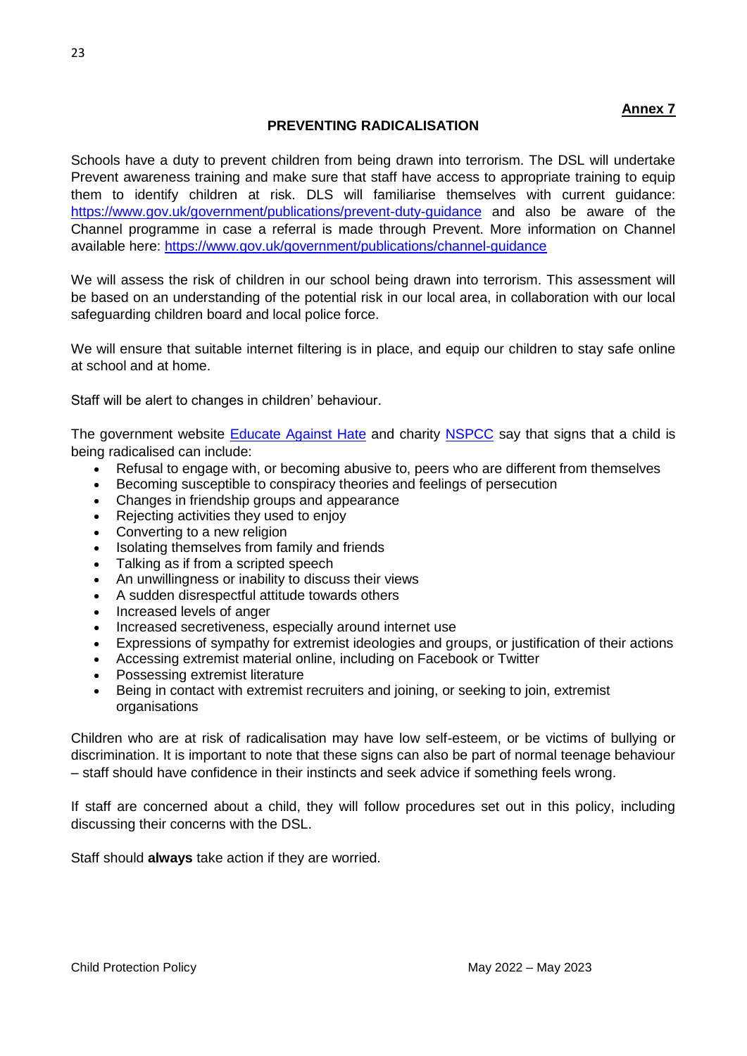**Annex 7**

## PREVENTING RADICALISATION

Schools have a duty to prevent children from being drawn into terrorism. The DSL will undertake Prevent awareness training and make sure that staff have access to appropriate training to equip them to identify children at risk. DLS will familiarise themselves with current guidance: https://www.gov.uk/government/publications/prevent-duty-guidance and also be aware of the Channel programme in case a referral is made through Prevent. More information on Channel available here: https://www.gov.uk/government/publications/channel-guidance

We will assess the risk of children in our school being drawn into terrorism. This assessment will be based on an understanding of the potential risk in our local area, in collaboration with our local safeguarding children board and local police force.

We will ensure that suitable internet filtering is in place, and equip our children to stay safe online at school and at home.

Staff will be alert to changes in children' behaviour.

The government website Educate Against Hate and charity NSPCC say that signs that a child is being radicalised can include:

- Refusal to engage with, or becoming abusive to, peers who are different from themselves
- Becoming susceptible to conspiracy theories and feelings of persecution
- Changes in friendship groups and appearance
- Rejecting activities they used to enjoy
- Converting to a new religion
- Isolating themselves from family and friends
- Talking as if from a scripted speech
- An unwillingness or inability to discuss their views
- A sudden disrespectful attitude towards others
- Increased levels of anger
- Increased secretiveness, especially around internet use
- Expressions of sympathy for extremist ideologies and groups, or justification of their actions
- Accessing extremist material online, including on Facebook or Twitter
- Possessing extremist literature
- Being in contact with extremist recruiters and joining, or seeking to join, extremist organisations

Children who are at risk of radicalisation may have low self-esteem, or be victims of bullying or discrimination. It is important to note that these signs can also be part of normal teenage behaviour – staff should have confidence in their instincts and seek advice if something feels wrong.

If staff are concerned about a child, they will follow procedures set out in this policy, including discussing their concerns with the DSL.

Staff should **always** take action if they are worried.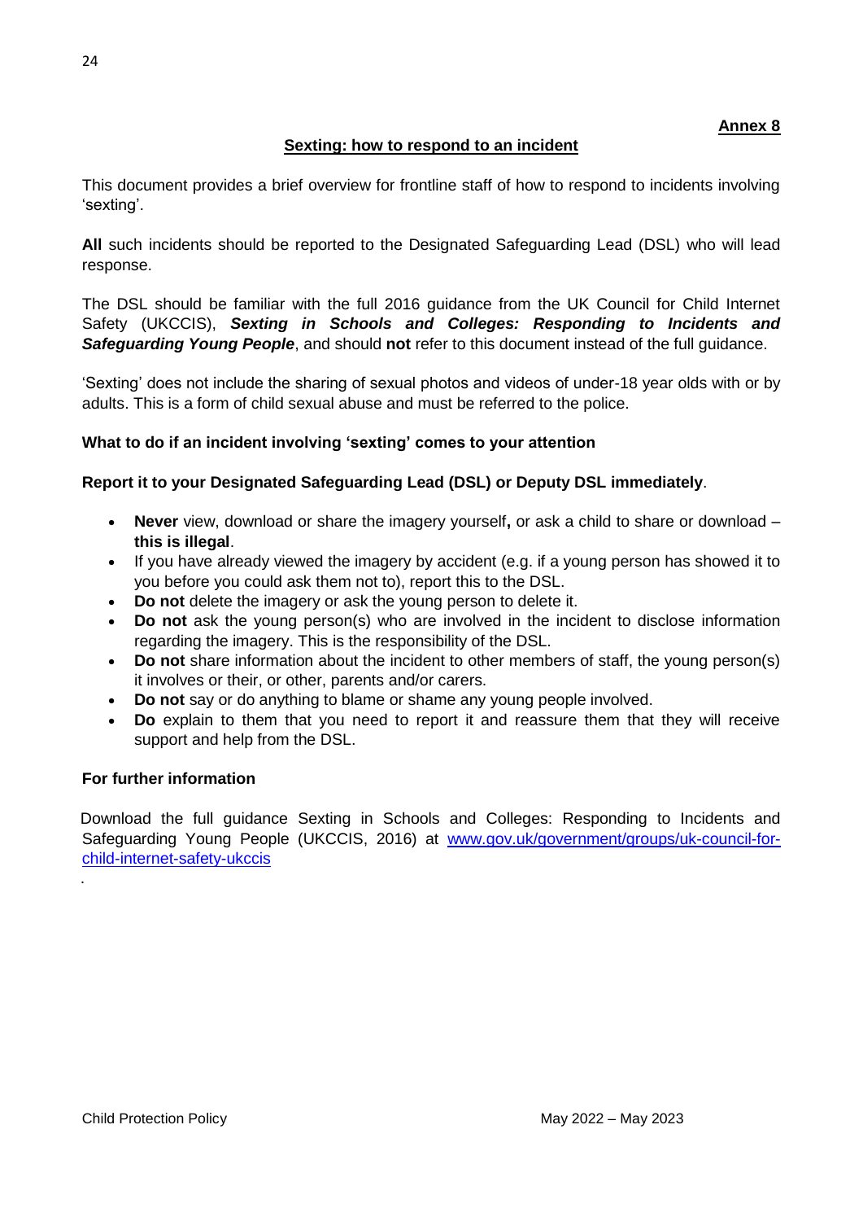**Annex 8**

## Sexting: how to respond to an incident

This document provides a brief overview for frontline staff of how to respond to incidents involving 'sexting'.

**All** such incidents should be reported to the Designated Safeguarding Lead (DSL) who will lead response.

The DSL should be familiar with the full 2016 guidance from the UK Council for Child Internet Safety (UKCCIS), ***Sexting in Schools and Colleges: Responding to Incidents and Safeguarding Young People***, and should **not** refer to this document instead of the full guidance.

'Sexting' does not include the sharing of sexual photos and videos of under-18 year olds with or by adults. This is a form of child sexual abuse and must be referred to the police.

### What to do if an incident involving 'sexting' comes to your attention

**Report it to your Designated Safeguarding Lead (DSL) or Deputy DSL immediately**.

- **Never** view, download or share the imagery yourself**,** or ask a child to share or download – **this is illegal**.
- If you have already viewed the imagery by accident (e.g. if a young person has showed it to you before you could ask them not to), report this to the DSL.
- **Do not** delete the imagery or ask the young person to delete it.
- **Do not** ask the young person(s) who are involved in the incident to disclose information regarding the imagery. This is the responsibility of the DSL.
- **Do not** share information about the incident to other members of staff, the young person(s) it involves or their, or other, parents and/or carers.
- **Do not** say or do anything to blame or shame any young people involved.
- **Do** explain to them that you need to report it and reassure them that they will receive support and help from the DSL.

### For further information

Download the full guidance Sexting in Schools and Colleges: Responding to Incidents and Safeguarding Young People (UKCCIS, 2016) at [www.gov.uk/government/groups/uk-council-for-child-internet-safety-ukccis](www.gov.uk/government/groups/uk-council-for-child-internet-safety-ukccis)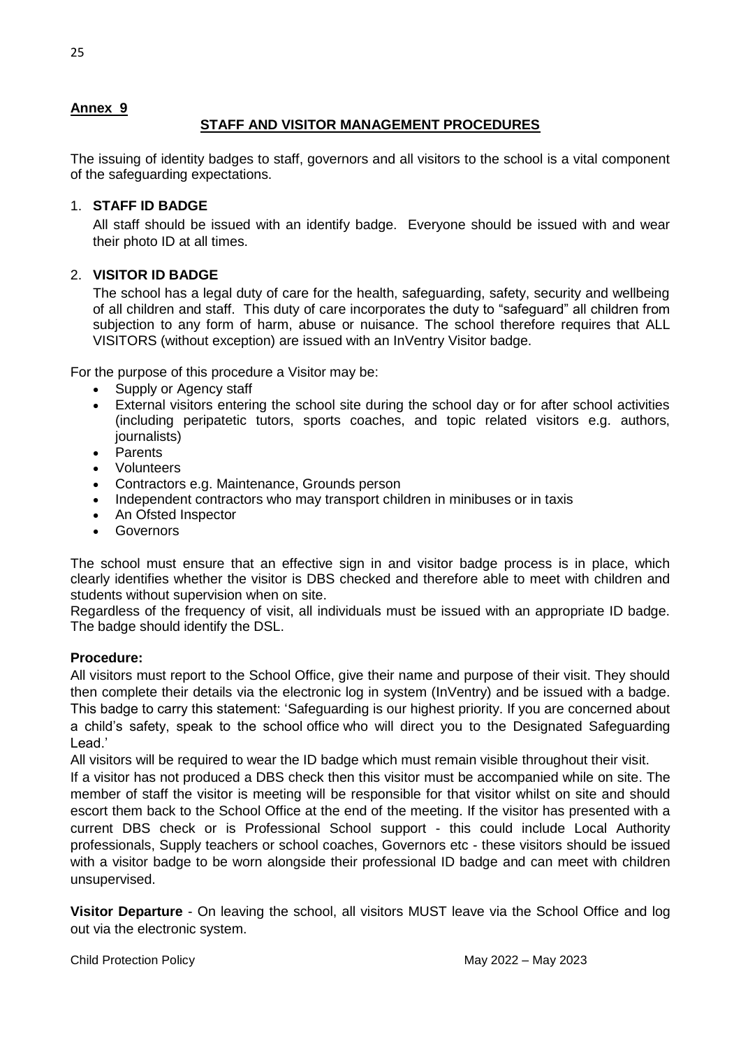**Annex 9**

## STAFF AND VISITOR MANAGEMENT PROCEDURES

The issuing of identity badges to staff, governors and all visitors to the school is a vital component of the safeguarding expectations.

1. **STAFF ID BADGE**

   All staff should be issued with an identify badge. Everyone should be issued with and wear their photo ID at all times.

2. **VISITOR ID BADGE**

   The school has a legal duty of care for the health, safeguarding, safety, security and wellbeing of all children and staff. This duty of care incorporates the duty to "safeguard" all children from subjection to any form of harm, abuse or nuisance. The school therefore requires that ALL VISITORS (without exception) are issued with an InVentry Visitor badge.

For the purpose of this procedure a Visitor may be:

- Supply or Agency staff
- External visitors entering the school site during the school day or for after school activities (including peripatetic tutors, sports coaches, and topic related visitors e.g. authors, journalists)
- Parents
- Volunteers
- Contractors e.g. Maintenance, Grounds person
- Independent contractors who may transport children in minibuses or in taxis
- An Ofsted Inspector
- Governors

The school must ensure that an effective sign in and visitor badge process is in place, which clearly identifies whether the visitor is DBS checked and therefore able to meet with children and students without supervision when on site.

Regardless of the frequency of visit, all individuals must be issued with an appropriate ID badge. The badge should identify the DSL.

**Procedure:**

All visitors must report to the School Office, give their name and purpose of their visit. They should then complete their details via the electronic log in system (InVentry) and be issued with a badge. This badge to carry this statement: 'Safeguarding is our highest priority. If you are concerned about a child's safety, speak to the school office who will direct you to the Designated Safeguarding Lead.'

All visitors will be required to wear the ID badge which must remain visible throughout their visit.

If a visitor has not produced a DBS check then this visitor must be accompanied while on site. The member of staff the visitor is meeting will be responsible for that visitor whilst on site and should escort them back to the School Office at the end of the meeting. If the visitor has presented with a current DBS check or is Professional School support - this could include Local Authority professionals, Supply teachers or school coaches, Governors etc - these visitors should be issued with a visitor badge to be worn alongside their professional ID badge and can meet with children unsupervised.

**Visitor Departure** - On leaving the school, all visitors MUST leave via the School Office and log out via the electronic system.